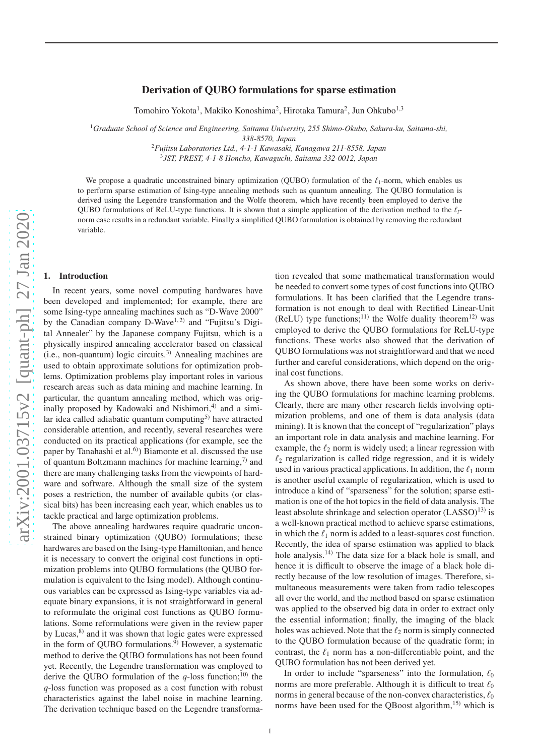# Derivation of QUBO formulations for sparse estimation

Tomohiro Yokota[1], Makiko Konoshima[2], Hirotaka Tamura[2], Jun Ohkubo[1,3]

[1]*Graduate School of Science and Engineering, Saitama University, 255 Shimo-Okubo, Sakura-ku, Saitama-shi, 338-8570, Japan*

[2]*Fujitsu Laboratories Ltd., 4-1-1 Kawasaki, Kanagawa 211-8558, Japan*

[3]*JST, PREST, 4-1-8 Honcho, Kawaguchi, Saitama 332-0012, Japan*

We propose a quadratic unconstrained binary optimization (QUBO) formulation of the $\ell_1$-norm, which enables us to perform sparse estimation of Ising-type annealing methods such as quantum annealing. The QUBO formulation is derived using the Legendre transformation and the Wolfe theorem, which have recently been employed to derive the QUBO formulations of ReLU-type functions. It is shown that a simple application of the derivation method to the $\ell_1$-norm case results in a redundant variable. Finally a simplified QUBO formulation is obtained by removing the redundant variable.

## 1. Introduction

In recent years, some novel computing hardwares have been developed and implemented; for example, there are some Ising-type annealing machines such as "D-Wave 2000" by the Canadian company D-Wave[1,2] and "Fujitsu's Digital Annealer" by the Japanese company Fujitsu, which is a physically inspired annealing accelerator based on classical (i.e., non-quantum) logic circuits.[3] Annealing machines are used to obtain approximate solutions for optimization problems. Optimization problems play important roles in various research areas such as data mining and machine learning. In particular, the quantum annealing method, which was originally proposed by Kadowaki and Nishimori,[4] and a similar idea called adiabatic quantum computing[5] have attracted considerable attention, and recently, several researches were conducted on its practical applications (for example, see the paper by Tanahashi et al.[6]) Biamonte et al. discussed the use of quantum Boltzmann machines for machine learning,[7] and there are many challenging tasks from the viewpoints of hardware and software. Although the small size of the system poses a restriction, the number of available qubits (or classical bits) has been increasing each year, which enables us to tackle practical and large optimization problems.

The above annealing hardwares require quadratic unconstrained binary optimization (QUBO) formulations; these hardwares are based on the Ising-type Hamiltonian, and hence it is necessary to convert the original cost functions in optimization problems into QUBO formulations (the QUBO formulation is equivalent to the Ising model). Although continuous variables can be expressed as Ising-type variables via adequate binary expansions, it is not straightforward in general to reformulate the original cost functions as QUBO formulations. Some reformulations were given in the review paper by Lucas,[8] and it was shown that logic gates were expressed in the form of QUBO formulations.[9] However, a systematic method to derive the QUBO formulations has not been found yet. Recently, the Legendre transformation was employed to derive the QUBO formulation of the $q$-loss function;[10] the $q$-loss function was proposed as a cost function with robust characteristics against the label noise in machine learning. The derivation technique based on the Legendre transformation revealed that some mathematical transformation would be needed to convert some types of cost functions into QUBO formulations. It has been clarified that the Legendre transformation is not enough to deal with Rectified Linear-Unit (ReLU) type functions;[11] the Wolfe duality theorem[12] was employed to derive the QUBO formulations for ReLU-type functions. These works also showed that the derivation of QUBO formulations was not straightforward and that we need further and careful considerations, which depend on the original cost functions.

As shown above, there have been some works on deriving the QUBO formulations for machine learning problems. Clearly, there are many other research fields involving optimization problems, and one of them is data analysis (data mining). It is known that the concept of "regularization" plays an important role in data analysis and machine learning. For example, the $\ell_2$ norm is widely used; a linear regression with $\ell_2$ regularization is called ridge regression, and it is widely used in various practical applications. In addition, the $\ell_1$ norm is another useful example of regularization, which is used to introduce a kind of "sparseness" for the solution; sparse estimation is one of the hot topics in the field of data analysis. The least absolute shrinkage and selection operator (LASSO)[13] is a well-known practical method to achieve sparse estimations, in which the $\ell_1$ norm is added to a least-squares cost function. Recently, the idea of sparse estimation was applied to black hole analysis.[14] The data size for a black hole is small, and hence it is difficult to observe the image of a black hole directly because of the low resolution of images. Therefore, simultaneous measurements were taken from radio telescopes all over the world, and the method based on sparse estimation was applied to the observed big data in order to extract only the essential information; finally, the imaging of the black holes was achieved. Note that the $\ell_2$ norm is simply connected to the QUBO formulation because of the quadratic form; in contrast, the $\ell_1$ norm has a non-differentiable point, and the QUBO formulation has not been derived yet.

In order to include "sparseness" into the formulation, $\ell_0$ norms are more preferable. Although it is difficult to treat $\ell_0$ norms in general because of the non-convex characteristics, $\ell_0$ norms have been used for the QBoost algorithm,[15] which is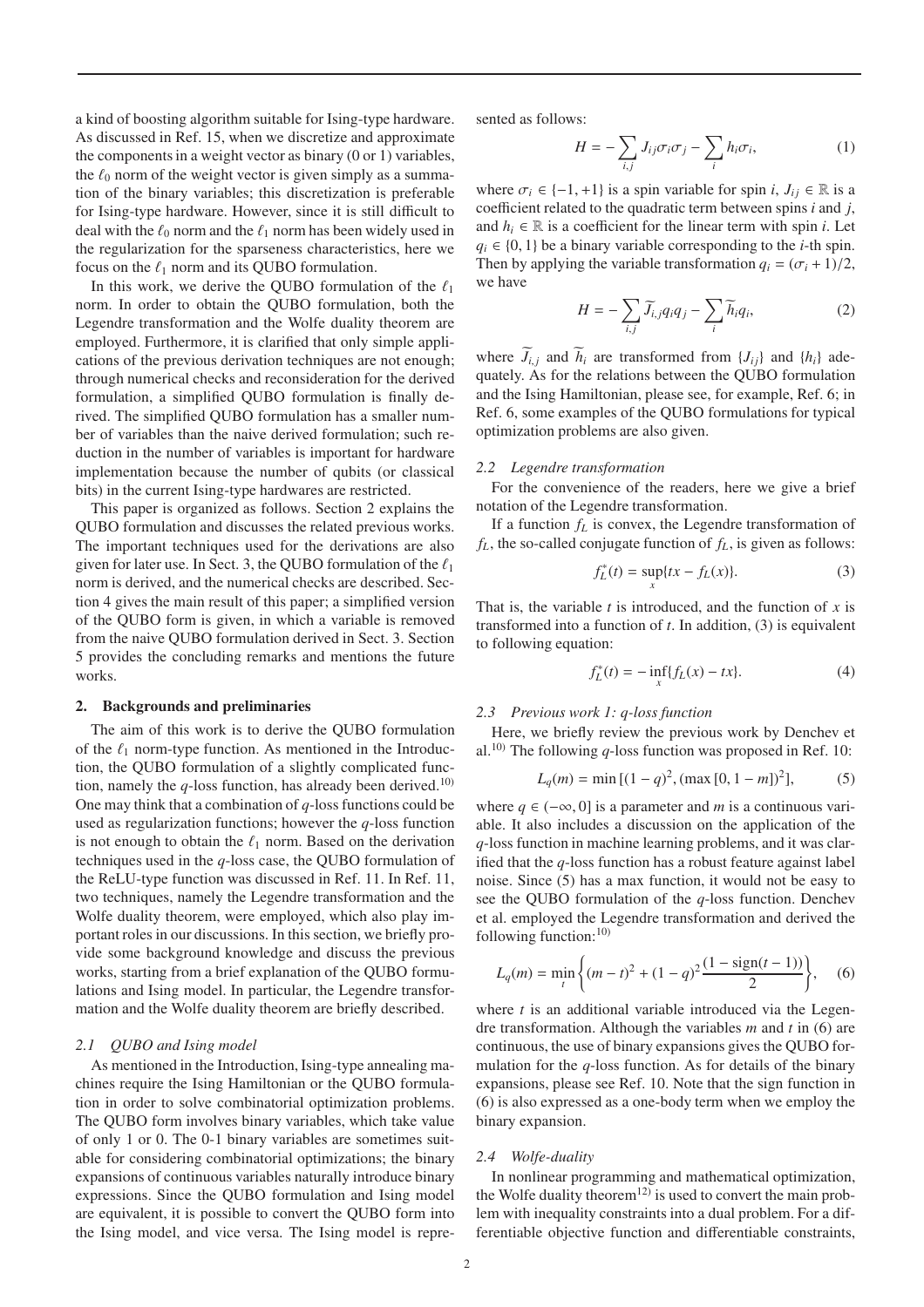a kind of boosting algorithm suitable for Ising-type hardware. As discussed in Ref. 15, when we discretize and approximate the components in a weight vector as binary (0 or 1) variables, the $\ell_0$ norm of the weight vector is given simply as a summation of the binary variables; this discretization is preferable for Ising-type hardware. However, since it is still difficult to deal with the $\ell_0$ norm and the $\ell_1$ norm has been widely used in the regularization for the sparseness characteristics, here we focus on the $\ell_1$ norm and its QUBO formulation.

In this work, we derive the QUBO formulation of the $\ell_1$ norm. In order to obtain the QUBO formulation, both the Legendre transformation and the Wolfe duality theorem are employed. Furthermore, it is clarified that only simple applications of the previous derivation techniques are not enough; through numerical checks and reconsideration for the derived formulation, a simplified QUBO formulation is finally derived. The simplified QUBO formulation has a smaller number of variables than the naive derived formulation; such reduction in the number of variables is important for hardware implementation because the number of qubits (or classical bits) in the current Ising-type hardwares are restricted.

This paper is organized as follows. Section 2 explains the QUBO formulation and discusses the related previous works. The important techniques used for the derivations are also given for later use. In Sect. 3, the QUBO formulation of the $\ell_1$ norm is derived, and the numerical checks are described. Section 4 gives the main result of this paper; a simplified version of the QUBO form is given, in which a variable is removed from the naive QUBO formulation derived in Sect. 3. Section 5 provides the concluding remarks and mentions the future works.

## 2. Backgrounds and preliminaries

The aim of this work is to derive the QUBO formulation of the $\ell_1$ norm-type function. As mentioned in the Introduction, the QUBO formulation of a slightly complicated function, namely the $q$-loss function, has already been derived.[10] One may think that a combination of $q$-loss functions could be used as regularization functions; however the $q$-loss function is not enough to obtain the $\ell_1$ norm. Based on the derivation techniques used in the $q$-loss case, the QUBO formulation of the ReLU-type function was discussed in Ref. 11. In Ref. 11, two techniques, namely the Legendre transformation and the Wolfe duality theorem, were employed, which also play important roles in our discussions. In this section, we briefly provide some background knowledge and discuss the previous works, starting from a brief explanation of the QUBO formulations and Ising model. In particular, the Legendre transformation and the Wolfe duality theorem are briefly described.

### 2.1 QUBO and Ising model

As mentioned in the Introduction, Ising-type annealing machines require the Ising Hamiltonian or the QUBO formulation in order to solve combinatorial optimization problems. The QUBO form involves binary variables, which take value of only 1 or 0. The 0-1 binary variables are sometimes suitable for considering combinatorial optimizations; the binary expansions of continuous variables naturally introduce binary expressions. Since the QUBO formulation and Ising model are equivalent, it is possible to convert the QUBO form into the Ising model, and vice versa. The Ising model is represented as follows:

$$H = -\sum_{i,j} J_{ij}\sigma_i\sigma_j - \sum_i h_i\sigma_i, \tag{1}$$

where $\sigma_i \in \{-1, +1\}$ is a spin variable for spin $i$, $J_{ij} \in \mathbb{R}$ is a coefficient related to the quadratic term between spins $i$ and $j$, and $h_i \in \mathbb{R}$ is a coefficient for the linear term with spin $i$. Let $q_i \in \{0, 1\}$ be a binary variable corresponding to the $i$-th spin. Then by applying the variable transformation $q_i = (\sigma_i + 1)/2$, we have

$$H = -\sum_{i,j} \widetilde{J}_{i,j} q_i q_j - \sum_i \widetilde{h}_i q_i, \tag{2}$$

where $\widetilde{J}_{i,j}$ and $\widetilde{h}_i$ are transformed from $\{J_{ij}\}$ and $\{h_i\}$ adequately. As for the relations between the QUBO formulation and the Ising Hamiltonian, please see, for example, Ref. 6; in Ref. 6, some examples of the QUBO formulations for typical optimization problems are also given.

### 2.2 Legendre transformation

For the convenience of the readers, here we give a brief notation of the Legendre transformation.

If a function $f_L$ is convex, the Legendre transformation of $f_L$, the so-called conjugate function of $f_L$, is given as follows:

$$f_L^*(t) = \sup_x \{tx - f_L(x)\}. \tag{3}$$

That is, the variable $t$ is introduced, and the function of $x$ is transformed into a function of $t$. In addition, (3) is equivalent to following equation:

$$f_L^*(t) = -\inf_x \{f_L(x) - tx\}. \tag{4}$$

### 2.3 Previous work 1: q-loss function

Here, we briefly review the previous work by Denchev et al.[10] The following $q$-loss function was proposed in Ref. 10:

$$L_q(m) = \min\left[(1-q)^2, (\max[0, 1-m])^2\right], \tag{5}$$

where $q \in (-\infty, 0]$ is a parameter and $m$ is a continuous variable. It also includes a discussion on the application of the $q$-loss function in machine learning problems, and it was clarified that the $q$-loss function has a robust feature against label noise. Since (5) has a max function, it would not be easy to see the QUBO formulation of the $q$-loss function. Denchev et al. employed the Legendre transformation and derived the following function:[10]

$$L_q(m) = \min_t \left\{(m-t)^2 + (1-q)^2 \frac{(1 - \mathrm{sign}(t-1))}{2}\right\}, \tag{6}$$

where $t$ is an additional variable introduced via the Legendre transformation. Although the variables $m$ and $t$ in (6) are continuous, the use of binary expansions gives the QUBO formulation for the $q$-loss function. As for details of the binary expansions, please see Ref. 10. Note that the sign function in (6) is also expressed as a one-body term when we employ the binary expansion.

### 2.4 Wolfe-duality

In nonlinear programming and mathematical optimization, the Wolfe duality theorem[12] is used to convert the main problem with inequality constraints into a dual problem. For a differentiable objective function and differentiable constraints,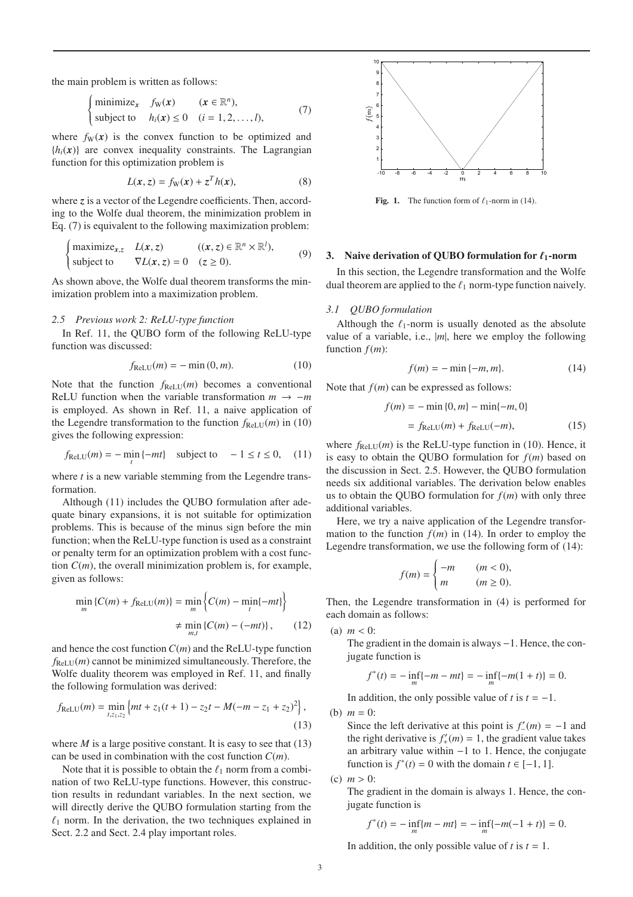the main problem is written as follows:

$$
\begin{cases} \text{minimize}_{\boldsymbol{x}} & f_{\mathrm{W}}(\boldsymbol{x}) \qquad (\boldsymbol{x} \in \mathbb{R}^n), \\ \text{subject to} & h_i(\boldsymbol{x}) \le 0 \quad (i = 1, 2, \ldots, l), \end{cases} \tag{7}
$$

where $f_{\mathrm{W}}(\boldsymbol{x})$ is the convex function to be optimized and $\{h_i(\boldsymbol{x})\}$ are convex inequality constraints. The Lagrangian function for this optimization problem is

$$
L(\boldsymbol{x}, \boldsymbol{z}) = f_{\mathrm{W}}(\boldsymbol{x}) + \boldsymbol{z}^T h(\boldsymbol{x}), \tag{8}
$$

where $\boldsymbol{z}$ is a vector of the Legendre coefficients. Then, according to the Wolfe dual theorem, the minimization problem in Eq. (7) is equivalent to the following maximization problem:

$$
\begin{cases} \text{maximize}_{\boldsymbol{x}, \boldsymbol{z}} & L(\boldsymbol{x}, \boldsymbol{z}) \qquad ((\boldsymbol{x}, \boldsymbol{z}) \in \mathbb{R}^n \times \mathbb{R}^l), \\ \text{subject to} & \nabla L(\boldsymbol{x}, \boldsymbol{z}) = 0 \quad (\boldsymbol{z} \ge 0). \end{cases} \tag{9}
$$

As shown above, the Wolfe dual theorem transforms the minimization problem into a maximization problem.

### 2.5 Previous work 2: ReLU-type function

In Ref. 11, the QUBO form of the following ReLU-type function was discussed:

$$
f_{\mathrm{ReLU}}(m) = -\min(0, m). \tag{10}
$$

Note that the function $f_{\mathrm{ReLU}}(m)$ becomes a conventional ReLU function when the variable transformation $m \to -m$ is employed. As shown in Ref. 11, a naive application of the Legendre transformation to the function $f_{\mathrm{ReLU}}(m)$ in (10) gives the following expression:

$$
f_{\mathrm{ReLU}}(m) = -\min_t \{-mt\} \quad \text{subject to} \quad -1 \le t \le 0, \tag{11}
$$

where $t$ is a new variable stemming from the Legendre transformation.

Although (11) includes the QUBO formulation after adequate binary expansions, it is not suitable for optimization problems. This is because of the minus sign before the min function; when the ReLU-type function is used as a constraint or penalty term for an optimization problem with a cost function $C(m)$, the overall minimization problem is, for example, given as follows:

$$
\begin{aligned}
\min_m \{C(m) + f_{\mathrm{ReLU}}(m)\} &= \min_m \left\{ C(m) - \min_t \{-mt\} \right\} \\
&\ne \min_{m,t} \{C(m) - (-mt)\}, 
\end{aligned} \tag{12}
$$

and hence the cost function $C(m)$ and the ReLU-type function $f_{\mathrm{ReLU}}(m)$ cannot be minimized simultaneously. Therefore, the Wolfe duality theorem was employed in Ref. 11, and finally the following formulation was derived:

$$
f_{\mathrm{ReLU}}(m) = \min_{t, z_1, z_2} \left\{ mt + z_1(t+1) - z_2 t - M(-m - z_1 + z_2)^2 \right\}, \tag{13}
$$

where $M$ is a large positive constant. It is easy to see that (13) can be used in combination with the cost function $C(m)$.

Note that it is possible to obtain the $\ell_1$ norm from a combination of two ReLU-type functions. However, this construction results in redundant variables. In the next section, we will directly derive the QUBO formulation starting from the $\ell_1$ norm. In the derivation, the two techniques explained in Sect. 2.2 and Sect. 2.4 play important roles.

**Fig. 1.** The function form of $\ell_1$-norm in (14).

## 3. Naive derivation of QUBO formulation for $\ell_1$-norm

In this section, the Legendre transformation and the Wolfe dual theorem are applied to the $\ell_1$ norm-type function naively.

### 3.1 QUBO formulation

Although the $\ell_1$-norm is usually denoted as the absolute value of a variable, i.e., $|m|$, here we employ the following function $f(m)$:

$$
f(m) = -\min\{-m, m\}. \tag{14}
$$

Note that $f(m)$ can be expressed as follows:

$$
\begin{aligned}
f(m) &= -\min\{0, m\} - \min\{-m, 0\} \\
&= f_{\mathrm{ReLU}}(m) + f_{\mathrm{ReLU}}(-m),
\end{aligned} \tag{15}
$$

where $f_{\mathrm{ReLU}}(m)$ is the ReLU-type function in (10). Hence, it is easy to obtain the QUBO formulation for $f(m)$ based on the discussion in Sect. 2.5. However, the QUBO formulation needs six additional variables. The derivation below enables us to obtain the QUBO formulation for $f(m)$ with only three additional variables.

Here, we try a naive application of the Legendre transformation to the function $f(m)$ in (14). In order to employ the Legendre transformation, we use the following form of (14):

$$
f(m) = \begin{cases} -m & (m < 0), \\ m & (m \ge 0). \end{cases}
$$

Then, the Legendre transformation in (4) is performed for each domain as follows:

(a) $m < 0$:
The gradient in the domain is always $-1$. Hence, the conjugate function is

$$
f^*(t) = -\inf_m\{-m - mt\} = -\inf_m\{-m(1+t)\} = 0.
$$

In addition, the only possible value of $t$ is $t = -1$.

(b) $m = 0$:
Since the left derivative at this point is $f'_-(m) = -1$ and the right derivative is $f'_+(m) = 1$, the gradient value takes an arbitrary value within $-1$ to $1$. Hence, the conjugate function is $f^*(t) = 0$ with the domain $t \in [-1, 1]$.

(c) $m > 0$:
The gradient in the domain is always 1. Hence, the conjugate function is

$$
f^*(t) = -\inf_m\{m - mt\} = -\inf_m\{-m(-1+t)\} = 0.
$$

In addition, the only possible value of $t$ is $t = 1$.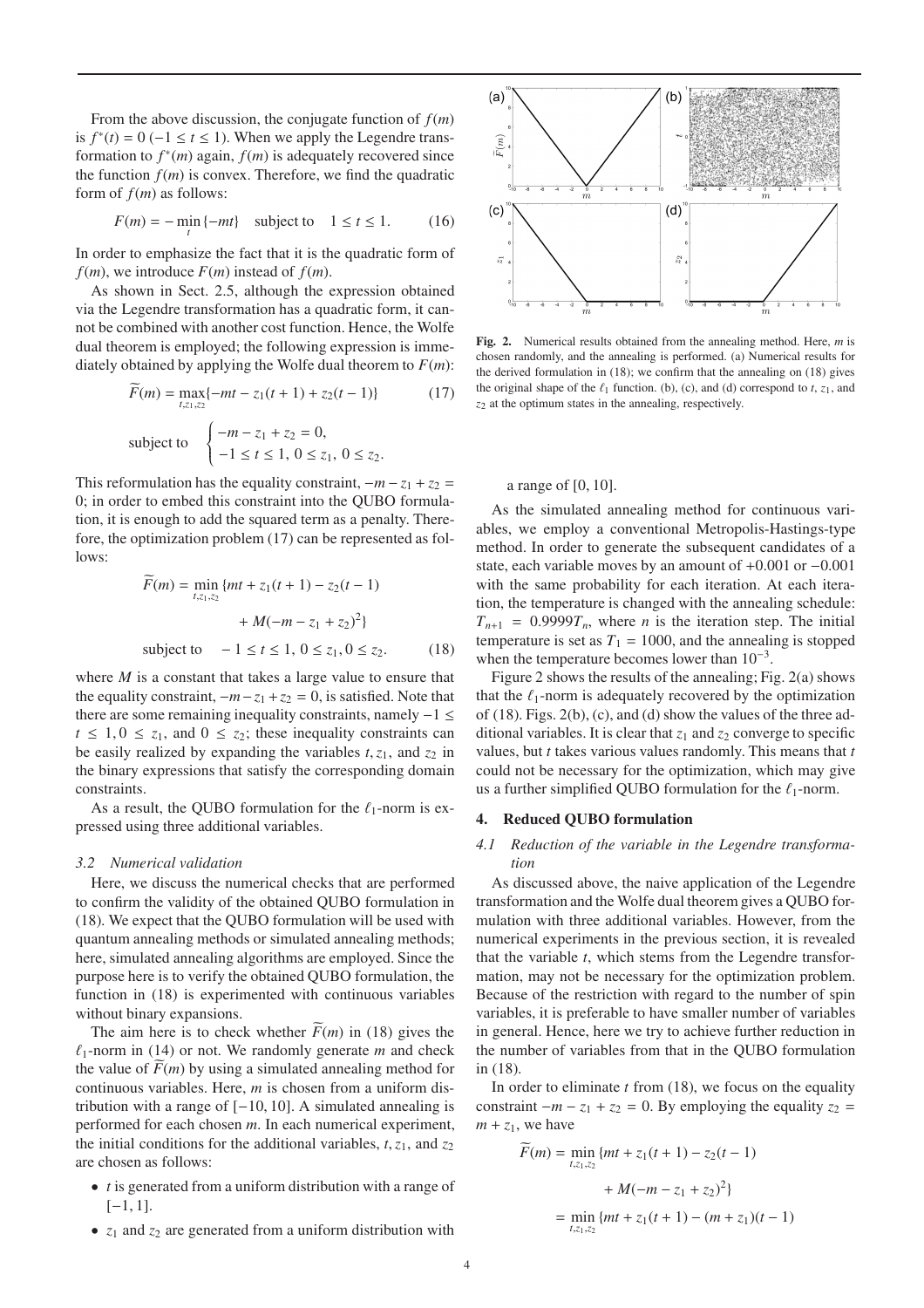From the above discussion, the conjugate function of $f(m)$ is $f^*(t) = 0$ $(-1 \leq t \leq 1)$. When we apply the Legendre transformation to $f^*(m)$ again, $f(m)$ is adequately recovered since the function $f(m)$ is convex. Therefore, we find the quadratic form of $f(m)$ as follows:

$$F(m) = -\min_{t}\{-mt\} \quad \text{subject to} \quad 1 \leq t \leq 1. \tag{16}$$

In order to emphasize the fact that it is the quadratic form of $f(m)$, we introduce $F(m)$ instead of $f(m)$.

As shown in Sect. 2.5, although the expression obtained via the Legendre transformation has a quadratic form, it cannot be combined with another cost function. Hence, the Wolfe dual theorem is employed; the following expression is immediately obtained by applying the Wolfe dual theorem to $F(m)$:

$$\widetilde{F}(m) = \max_{t,z_1,z_2}\{-mt - z_1(t+1) + z_2(t-1)\} \tag{17}$$

$$\text{subject to} \quad \begin{cases} -m - z_1 + z_2 = 0, \\ -1 \leq t \leq 1,\ 0 \leq z_1,\ 0 \leq z_2. \end{cases}$$

This reformulation has the equality constraint, $-m - z_1 + z_2 = 0$; in order to embed this constraint into the QUBO formulation, it is enough to add the squared term as a penalty. Therefore, the optimization problem (17) can be represented as follows:

$$\begin{aligned} \widetilde{F}(m) = \min_{t,z_1,z_2} \{&mt + z_1(t+1) - z_2(t-1) \\ &+ M(-m - z_1 + z_2)^2\} \end{aligned}$$

$$\text{subject to} \quad -1 \leq t \leq 1,\ 0 \leq z_1, 0 \leq z_2. \tag{18}$$

where $M$ is a constant that takes a large value to ensure that the equality constraint, $-m - z_1 + z_2 = 0$, is satisfied. Note that there are some remaining inequality constraints, namely $-1 \leq t \leq 1, 0 \leq z_1$, and $0 \leq z_2$; these inequality constraints can be easily realized by expanding the variables $t, z_1$, and $z_2$ in the binary expressions that satisfy the corresponding domain constraints.

As a result, the QUBO formulation for the $\ell_1$-norm is expressed using three additional variables.

### *3.2 Numerical validation*

Here, we discuss the numerical checks that are performed to confirm the validity of the obtained QUBO formulation in (18). We expect that the QUBO formulation will be used with quantum annealing methods or simulated annealing methods; here, simulated annealing algorithms are employed. Since the purpose here is to verify the obtained QUBO formulation, the function in (18) is experimented with continuous variables without binary expansions.

The aim here is to check whether $\widetilde{F}(m)$ in (18) gives the $\ell_1$-norm in (14) or not. We randomly generate $m$ and check the value of $\widetilde{F}(m)$ by using a simulated annealing method for continuous variables. Here, $m$ is chosen from a uniform distribution with a range of $[-10, 10]$. A simulated annealing is performed for each chosen $m$. In each numerical experiment, the initial conditions for the additional variables, $t, z_1$, and $z_2$ are chosen as follows:

- $t$ is generated from a uniform distribution with a range of $[-1, 1]$.
- $z_1$ and $z_2$ are generated from a uniform distribution with a range of $[0, 10]$.

**Fig. 2.** Numerical results obtained from the annealing method. Here, $m$ is chosen randomly, and the annealing is performed. (a) Numerical results for the derived formulation in (18); we confirm that the annealing on (18) gives the original shape of the $\ell_1$ function. (b), (c), and (d) correspond to $t$, $z_1$, and $z_2$ at the optimum states in the annealing, respectively.

As the simulated annealing method for continuous variables, we employ a conventional Metropolis-Hastings-type method. In order to generate the subsequent candidates of a state, each variable moves by an amount of $+0.001$ or $-0.001$ with the same probability for each iteration. At each iteration, the temperature is changed with the annealing schedule: $T_{n+1} = 0.9999T_n$, where $n$ is the iteration step. The initial temperature is set as $T_1 = 1000$, and the annealing is stopped when the temperature becomes lower than $10^{-3}$.

Figure 2 shows the results of the annealing; Fig. 2(a) shows that the $\ell_1$-norm is adequately recovered by the optimization of (18). Figs. 2(b), (c), and (d) show the values of the three additional variables. It is clear that $z_1$ and $z_2$ converge to specific values, but $t$ takes various values randomly. This means that $t$ could not be necessary for the optimization, which may give us a further simplified QUBO formulation for the $\ell_1$-norm.

## 4. Reduced QUBO formulation

### *4.1 Reduction of the variable in the Legendre transformation*

As discussed above, the naive application of the Legendre transformation and the Wolfe dual theorem gives a QUBO formulation with three additional variables. However, from the numerical experiments in the previous section, it is revealed that the variable $t$, which stems from the Legendre transformation, may not be necessary for the optimization problem. Because of the restriction with regard to the number of spin variables, it is preferable to have smaller number of variables in general. Hence, here we try to achieve further reduction in the number of variables from that in the QUBO formulation in (18).

In order to eliminate $t$ from (18), we focus on the equality constraint $-m - z_1 + z_2 = 0$. By employing the equality $z_2 = m + z_1$, we have

$$\begin{aligned} \widetilde{F}(m) &= \min_{t,z_1,z_2} \{mt + z_1(t+1) - z_2(t-1) \\ &\qquad + M(-m - z_1 + z_2)^2\} \\ &= \min_{t,z_1,z_2} \{mt + z_1(t+1) - (m + z_1)(t-1) \end{aligned}$$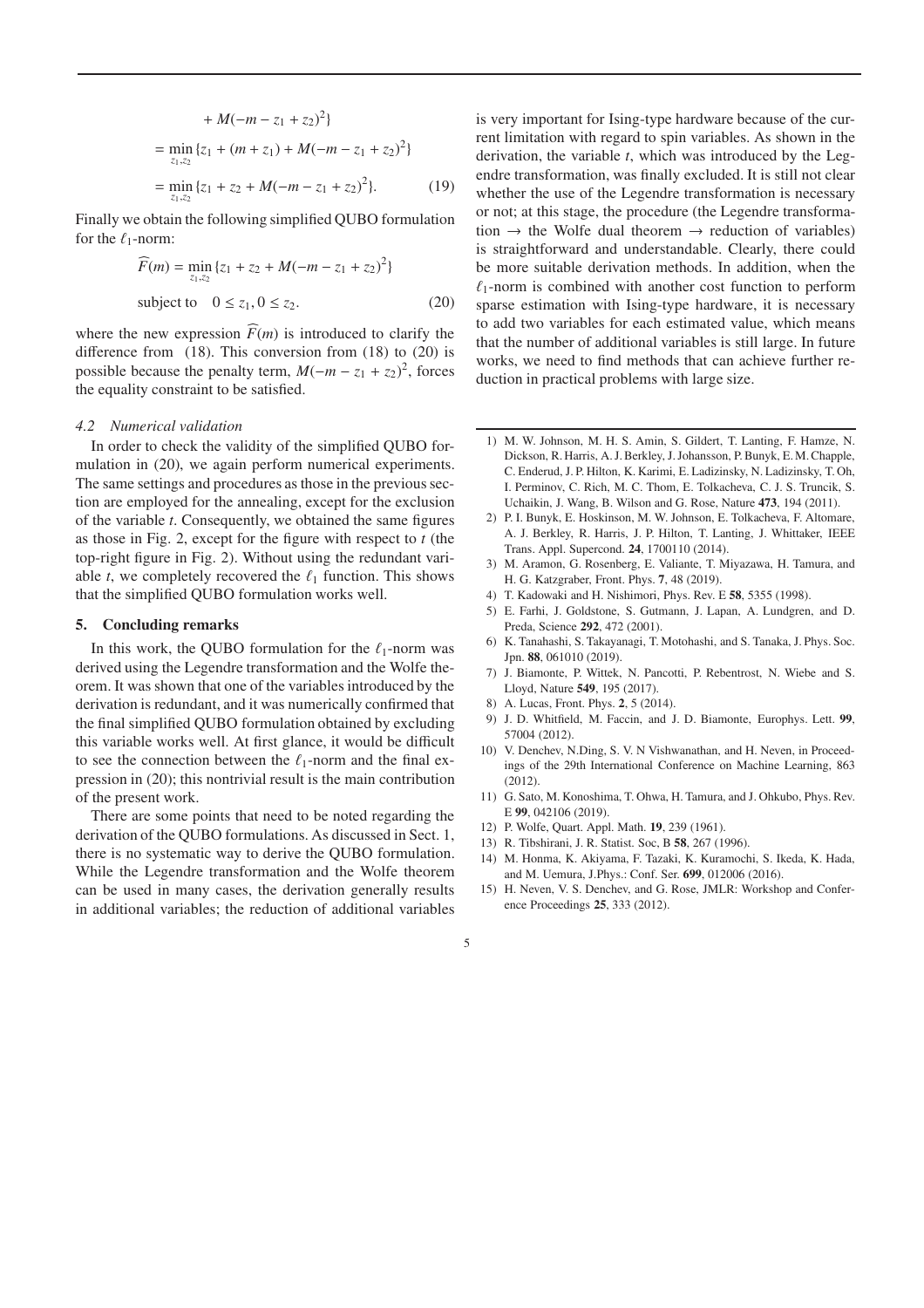$$
\begin{aligned}
&\quad + M(-m - z_1 + z_2)^2\} \\
&= \min_{z_1, z_2} \{z_1 + (m + z_1) + M(-m - z_1 + z_2)^2\} \\
&= \min_{z_1, z_2} \{z_1 + z_2 + M(-m - z_1 + z_2)^2\}. \qquad (19)
\end{aligned}
$$

Finally we obtain the following simplified QUBO formulation for the $\ell_1$-norm:

$$
\begin{aligned}
\widehat{F}(m) &= \min_{z_1, z_2} \{z_1 + z_2 + M(-m - z_1 + z_2)^2\} \\
\text{subject to} &\quad 0 \le z_1, 0 \le z_2. \qquad (20)
\end{aligned}
$$

where the new expression $\widehat{F}(m)$ is introduced to clarify the difference from (18). This conversion from (18) to (20) is possible because the penalty term, $M(-m - z_1 + z_2)^2$, forces the equality constraint to be satisfied.

### *4.2 Numerical validation*

In order to check the validity of the simplified QUBO formulation in (20), we again perform numerical experiments. The same settings and procedures as those in the previous section are employed for the annealing, except for the exclusion of the variable $t$. Consequently, we obtained the same figures as those in Fig. 2, except for the figure with respect to $t$ (the top-right figure in Fig. 2). Without using the redundant variable $t$, we completely recovered the $\ell_1$ function. This shows that the simplified QUBO formulation works well.

## 5. Concluding remarks

In this work, the QUBO formulation for the $\ell_1$-norm was derived using the Legendre transformation and the Wolfe theorem. It was shown that one of the variables introduced by the derivation is redundant, and it was numerically confirmed that the final simplified QUBO formulation obtained by excluding this variable works well. At first glance, it would be difficult to see the connection between the $\ell_1$-norm and the final expression in (20); this nontrivial result is the main contribution of the present work.

There are some points that need to be noted regarding the derivation of the QUBO formulations. As discussed in Sect. 1, there is no systematic way to derive the QUBO formulation. While the Legendre transformation and the Wolfe theorem can be used in many cases, the derivation generally results in additional variables; the reduction of additional variables is very important for Ising-type hardware because of the current limitation with regard to spin variables. As shown in the derivation, the variable $t$, which was introduced by the Legendre transformation, was finally excluded. It is still not clear whether the use of the Legendre transformation is necessary or not; at this stage, the procedure (the Legendre transformation $\rightarrow$ the Wolfe dual theorem $\rightarrow$ reduction of variables) is straightforward and understandable. Clearly, there could be more suitable derivation methods. In addition, when the $\ell_1$-norm is combined with another cost function to perform sparse estimation with Ising-type hardware, it is necessary to add two variables for each estimated value, which means that the number of additional variables is still large. In future works, we need to find methods that can achieve further reduction in practical problems with large size.

---

1) M. W. Johnson, M. H. S. Amin, S. Gildert, T. Lanting, F. Hamze, N. Dickson, R. Harris, A. J. Berkley, J. Johansson, P. Bunyk, E. M. Chapple, C. Enderud, J. P. Hilton, K. Karimi, E. Ladizinsky, N. Ladizinsky, T. Oh, I. Perminov, C. Rich, M. C. Thom, E. Tolkacheva, C. J. S. Truncik, S. Uchaikin, J. Wang, B. Wilson and G. Rose, Nature **473**, 194 (2011).
2) P. I. Bunyk, E. Hoskinson, M. W. Johnson, E. Tolkacheva, F. Altomare, A. J. Berkley, R. Harris, J. P. Hilton, T. Lanting, J. Whittaker, IEEE Trans. Appl. Supercond. **24**, 1700110 (2014).
3) M. Aramon, G. Rosenberg, E. Valiante, T. Miyazawa, H. Tamura, and H. G. Katzgraber, Front. Phys. **7**, 48 (2019).
4) T. Kadowaki and H. Nishimori, Phys. Rev. E **58**, 5355 (1998).
5) E. Farhi, J. Goldstone, S. Gutmann, J. Lapan, A. Lundgren, and D. Preda, Science **292**, 472 (2001).
6) K. Tanahashi, S. Takayanagi, T. Motohashi, and S. Tanaka, J. Phys. Soc. Jpn. **88**, 061010 (2019).
7) J. Biamonte, P. Wittek, N. Pancotti, P. Rebentrost, N. Wiebe and S. Lloyd, Nature **549**, 195 (2017).
8) A. Lucas, Front. Phys. **2**, 5 (2014).
9) J. D. Whitfield, M. Faccin, and J. D. Biamonte, Europhys. Lett. **99**, 57004 (2012).
10) V. Denchev, N.Ding, S. V. N Vishwanathan, and H. Neven, in Proceedings of the 29th International Conference on Machine Learning, 863 (2012).
11) G. Sato, M. Konoshima, T. Ohwa, H. Tamura, and J. Ohkubo, Phys. Rev. E **99**, 042106 (2019).
12) P. Wolfe, Quart. Appl. Math. **19**, 239 (1961).
13) R. Tibshirani, J. R. Statist. Soc, B **58**, 267 (1996).
14) M. Honma, K. Akiyama, F. Tazaki, K. Kuramochi, S. Ikeda, K. Hada, and M. Uemura, J.Phys.: Conf. Ser. **699**, 012006 (2016).
15) H. Neven, V. S. Denchev, and G. Rose, JMLR: Workshop and Conference Proceedings **25**, 333 (2012).